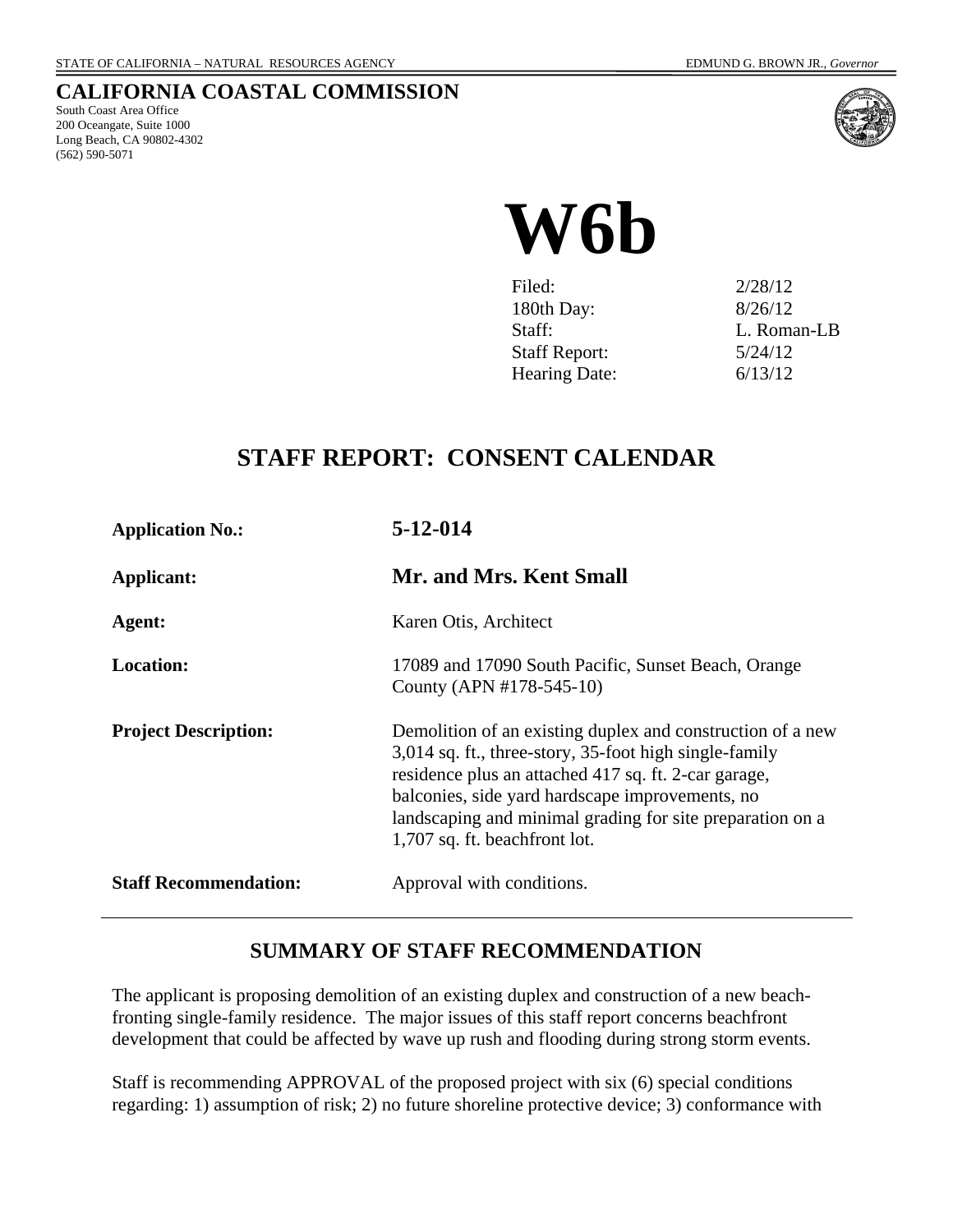STATE OF CALIFORNIA – NATURAL RESOURCES AGENCY EDMUND G. BROWN JR., *Governor*

# CALIFORNIA COASTAL COMMISSION

South Coast Area Office
200 Oceangate, Suite 1000
Long Beach, CA 90802-4302
(562) 590-5071

# W6b

| | |
|---|---|
| Filed: | 2/28/12 |
| 180th Day: | 8/26/12 |
| Staff: | L. Roman-LB |
| Staff Report: | 5/24/12 |
| Hearing Date: | 6/13/12 |

## STAFF REPORT: CONSENT CALENDAR

| | |
|---|---|
| **Application No.:** | **5-12-014** |
| **Applicant:** | **Mr. and Mrs. Kent Small** |
| **Agent:** | Karen Otis, Architect |
| **Location:** | 17089 and 17090 South Pacific, Sunset Beach, Orange County (APN #178-545-10) |
| **Project Description:** | Demolition of an existing duplex and construction of a new 3,014 sq. ft., three-story, 35-foot high single-family residence plus an attached 417 sq. ft. 2-car garage, balconies, side yard hardscape improvements, no landscaping and minimal grading for site preparation on a 1,707 sq. ft. beachfront lot. |
| **Staff Recommendation:** | Approval with conditions. |

## SUMMARY OF STAFF RECOMMENDATION

The applicant is proposing demolition of an existing duplex and construction of a new beach-fronting single-family residence. The major issues of this staff report concerns beachfront development that could be affected by wave up rush and flooding during strong storm events.

Staff is recommending APPROVAL of the proposed project with six (6) special conditions regarding: 1) assumption of risk; 2) no future shoreline protective device; 3) conformance with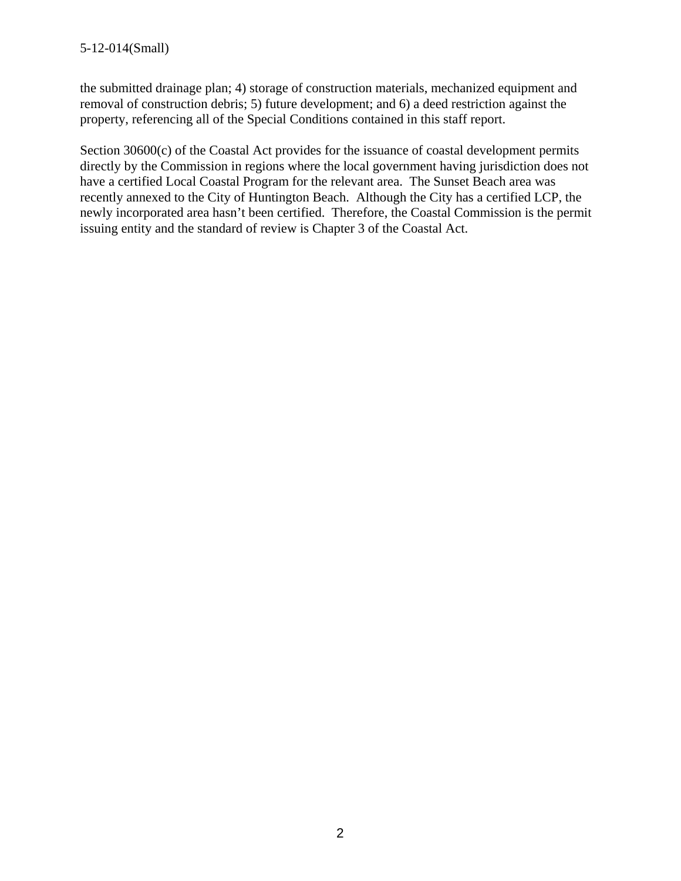the submitted drainage plan; 4) storage of construction materials, mechanized equipment and removal of construction debris; 5) future development; and 6) a deed restriction against the property, referencing all of the Special Conditions contained in this staff report.

Section 30600(c) of the Coastal Act provides for the issuance of coastal development permits directly by the Commission in regions where the local government having jurisdiction does not have a certified Local Coastal Program for the relevant area. The Sunset Beach area was recently annexed to the City of Huntington Beach. Although the City has a certified LCP, the newly incorporated area hasn't been certified. Therefore, the Coastal Commission is the permit issuing entity and the standard of review is Chapter 3 of the Coastal Act.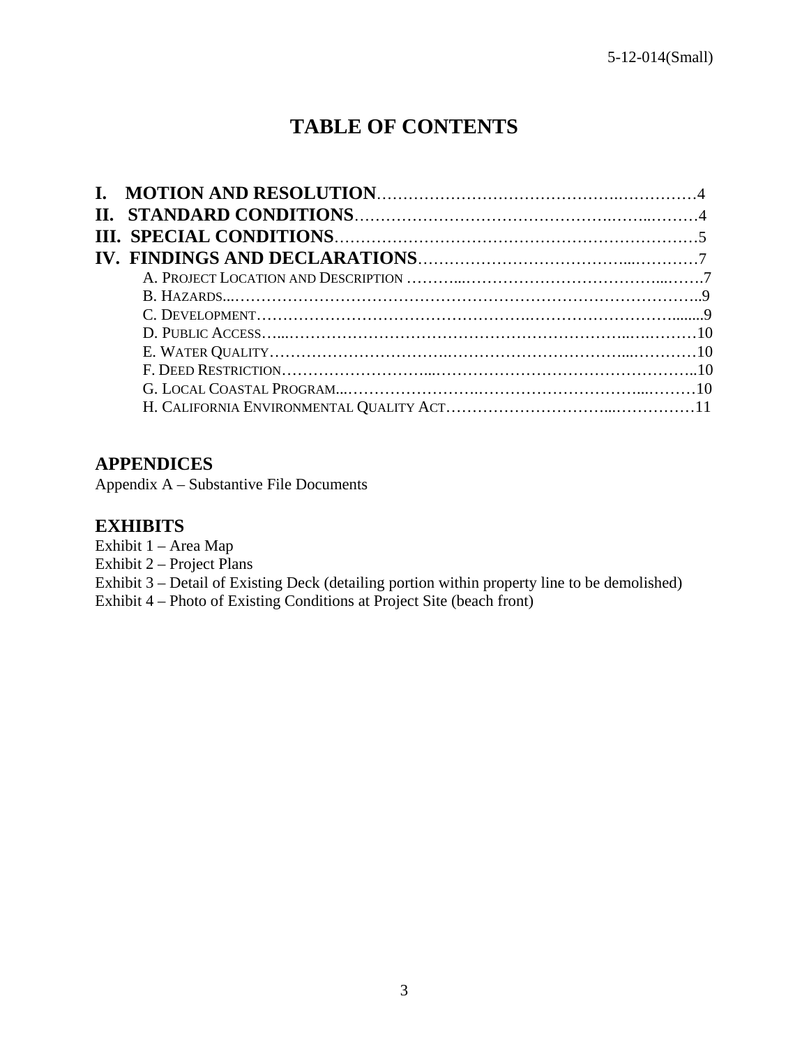# TABLE OF CONTENTS

**I. MOTION AND RESOLUTION**……………………………………….……………4
**II. STANDARD CONDITIONS**……………………………………….…...………4
**III. SPECIAL CONDITIONS**…………………………………………………………5
**IV. FINDINGS AND DECLARATIONS**………………………………...…………7
- A. Project Location and Description ………...………………………………...…….7
- B. Hazards...…………………………………………………………………………..9
- C. Development……………………………………….……………………….........9
- D. Public Access…...……………………………………………………...….………10
- E. Water Quality……………………….………………………………...………….10
- F. Deed Restriction………………………...………………………………………..10
- G. Local Coastal Program...……………………………………………...………10
- H. California Environmental Quality Act…………………………...……………11

## APPENDICES

Appendix A – Substantive File Documents

## EXHIBITS

Exhibit 1 – Area Map
Exhibit 2 – Project Plans
Exhibit 3 – Detail of Existing Deck (detailing portion within property line to be demolished)
Exhibit 4 – Photo of Existing Conditions at Project Site (beach front)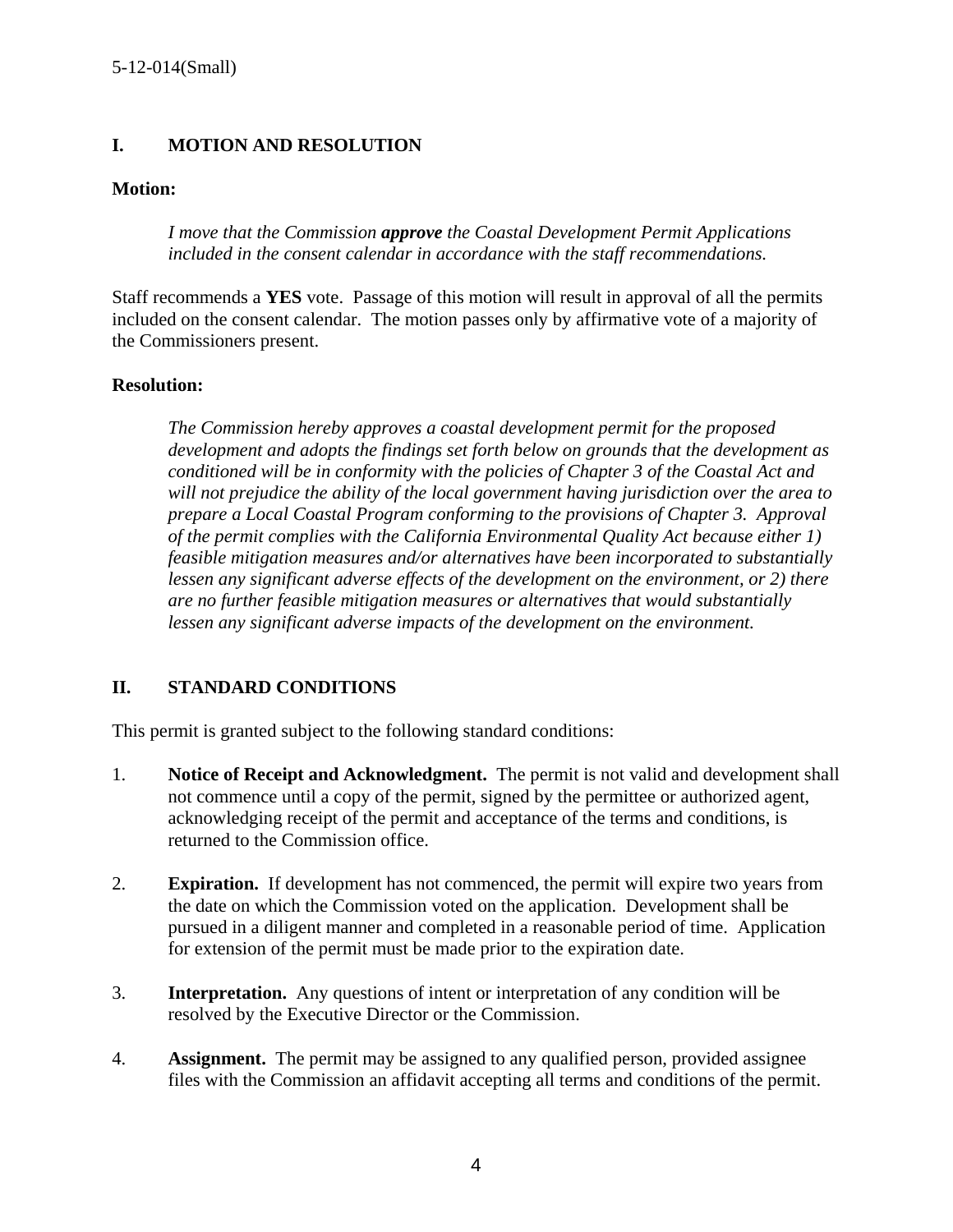## I. MOTION AND RESOLUTION

**Motion:**

> *I move that the Commission **approve** the Coastal Development Permit Applications included in the consent calendar in accordance with the staff recommendations.*

Staff recommends a **YES** vote. Passage of this motion will result in approval of all the permits included on the consent calendar. The motion passes only by affirmative vote of a majority of the Commissioners present.

**Resolution:**

> *The Commission hereby approves a coastal development permit for the proposed development and adopts the findings set forth below on grounds that the development as conditioned will be in conformity with the policies of Chapter 3 of the Coastal Act and will not prejudice the ability of the local government having jurisdiction over the area to prepare a Local Coastal Program conforming to the provisions of Chapter 3. Approval of the permit complies with the California Environmental Quality Act because either 1) feasible mitigation measures and/or alternatives have been incorporated to substantially lessen any significant adverse effects of the development on the environment, or 2) there are no further feasible mitigation measures or alternatives that would substantially lessen any significant adverse impacts of the development on the environment.*

## II. STANDARD CONDITIONS

This permit is granted subject to the following standard conditions:

1. **Notice of Receipt and Acknowledgment.** The permit is not valid and development shall not commence until a copy of the permit, signed by the permittee or authorized agent, acknowledging receipt of the permit and acceptance of the terms and conditions, is returned to the Commission office.

2. **Expiration.** If development has not commenced, the permit will expire two years from the date on which the Commission voted on the application. Development shall be pursued in a diligent manner and completed in a reasonable period of time. Application for extension of the permit must be made prior to the expiration date.

3. **Interpretation.** Any questions of intent or interpretation of any condition will be resolved by the Executive Director or the Commission.

4. **Assignment.** The permit may be assigned to any qualified person, provided assignee files with the Commission an affidavit accepting all terms and conditions of the permit.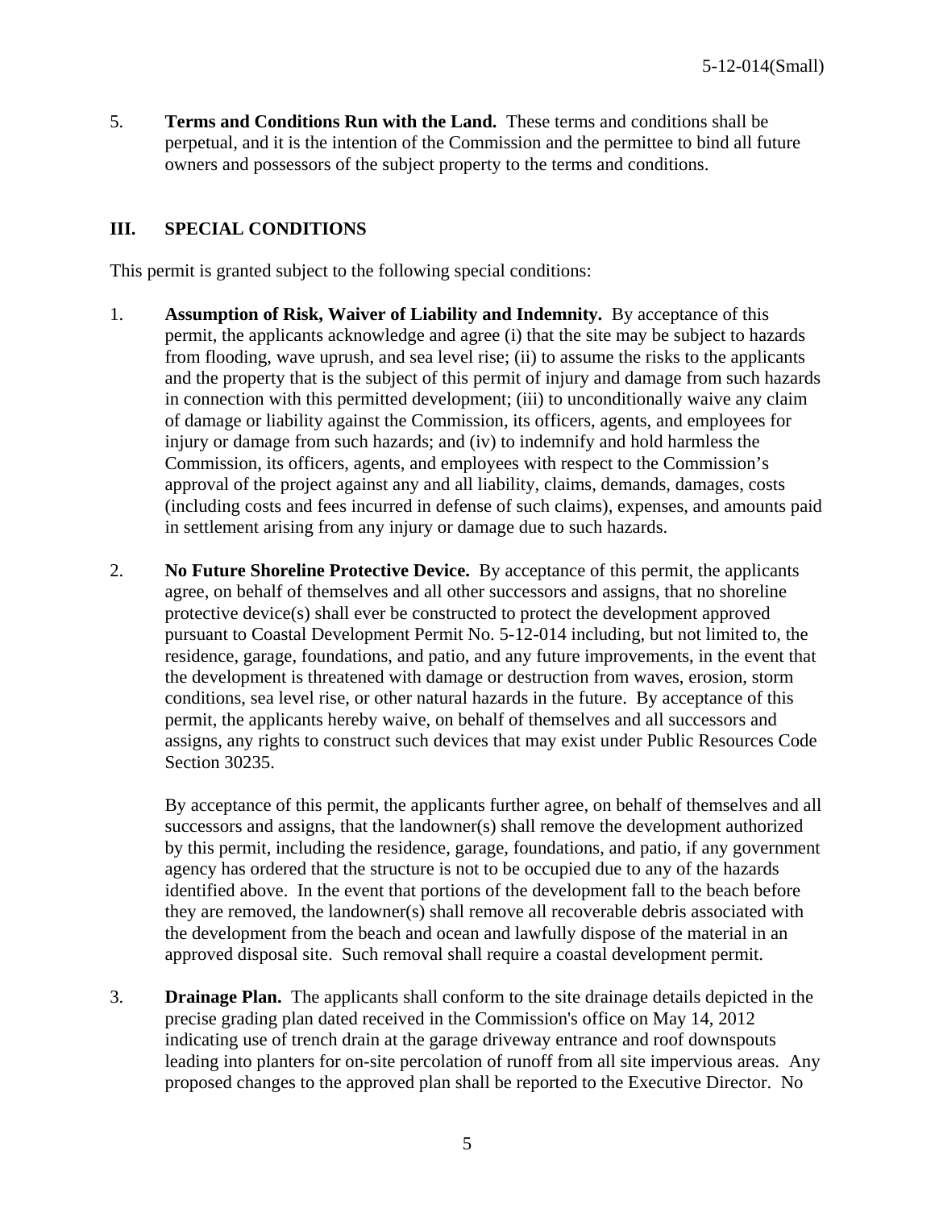5. **Terms and Conditions Run with the Land.** These terms and conditions shall be perpetual, and it is the intention of the Commission and the permittee to bind all future owners and possessors of the subject property to the terms and conditions.

## III. SPECIAL CONDITIONS

This permit is granted subject to the following special conditions:

1. **Assumption of Risk, Waiver of Liability and Indemnity.** By acceptance of this permit, the applicants acknowledge and agree (i) that the site may be subject to hazards from flooding, wave uprush, and sea level rise; (ii) to assume the risks to the applicants and the property that is the subject of this permit of injury and damage from such hazards in connection with this permitted development; (iii) to unconditionally waive any claim of damage or liability against the Commission, its officers, agents, and employees for injury or damage from such hazards; and (iv) to indemnify and hold harmless the Commission, its officers, agents, and employees with respect to the Commission's approval of the project against any and all liability, claims, demands, damages, costs (including costs and fees incurred in defense of such claims), expenses, and amounts paid in settlement arising from any injury or damage due to such hazards.

2. **No Future Shoreline Protective Device.** By acceptance of this permit, the applicants agree, on behalf of themselves and all other successors and assigns, that no shoreline protective device(s) shall ever be constructed to protect the development approved pursuant to Coastal Development Permit No. 5-12-014 including, but not limited to, the residence, garage, foundations, and patio, and any future improvements, in the event that the development is threatened with damage or destruction from waves, erosion, storm conditions, sea level rise, or other natural hazards in the future. By acceptance of this permit, the applicants hereby waive, on behalf of themselves and all successors and assigns, any rights to construct such devices that may exist under Public Resources Code Section 30235.

   By acceptance of this permit, the applicants further agree, on behalf of themselves and all successors and assigns, that the landowner(s) shall remove the development authorized by this permit, including the residence, garage, foundations, and patio, if any government agency has ordered that the structure is not to be occupied due to any of the hazards identified above. In the event that portions of the development fall to the beach before they are removed, the landowner(s) shall remove all recoverable debris associated with the development from the beach and ocean and lawfully dispose of the material in an approved disposal site. Such removal shall require a coastal development permit.

3. **Drainage Plan.** The applicants shall conform to the site drainage details depicted in the precise grading plan dated received in the Commission's office on May 14, 2012 indicating use of trench drain at the garage driveway entrance and roof downspouts leading into planters for on-site percolation of runoff from all site impervious areas. Any proposed changes to the approved plan shall be reported to the Executive Director. No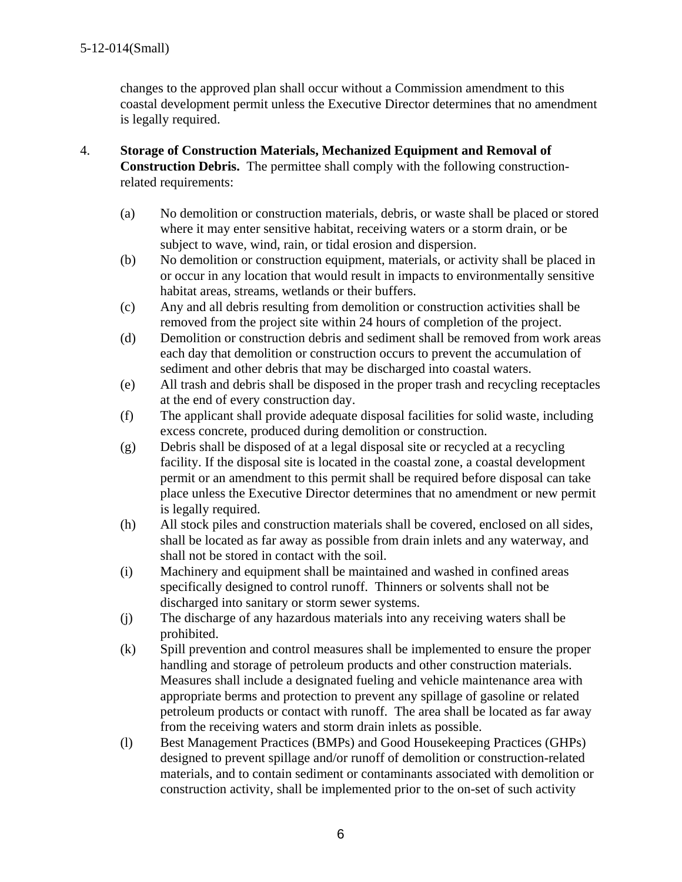changes to the approved plan shall occur without a Commission amendment to this coastal development permit unless the Executive Director determines that no amendment is legally required.

4. **Storage of Construction Materials, Mechanized Equipment and Removal of Construction Debris.** The permittee shall comply with the following construction-related requirements:

   (a) No demolition or construction materials, debris, or waste shall be placed or stored where it may enter sensitive habitat, receiving waters or a storm drain, or be subject to wave, wind, rain, or tidal erosion and dispersion.

   (b) No demolition or construction equipment, materials, or activity shall be placed in or occur in any location that would result in impacts to environmentally sensitive habitat areas, streams, wetlands or their buffers.

   (c) Any and all debris resulting from demolition or construction activities shall be removed from the project site within 24 hours of completion of the project.

   (d) Demolition or construction debris and sediment shall be removed from work areas each day that demolition or construction occurs to prevent the accumulation of sediment and other debris that may be discharged into coastal waters.

   (e) All trash and debris shall be disposed in the proper trash and recycling receptacles at the end of every construction day.

   (f) The applicant shall provide adequate disposal facilities for solid waste, including excess concrete, produced during demolition or construction.

   (g) Debris shall be disposed of at a legal disposal site or recycled at a recycling facility. If the disposal site is located in the coastal zone, a coastal development permit or an amendment to this permit shall be required before disposal can take place unless the Executive Director determines that no amendment or new permit is legally required.

   (h) All stock piles and construction materials shall be covered, enclosed on all sides, shall be located as far away as possible from drain inlets and any waterway, and shall not be stored in contact with the soil.

   (i) Machinery and equipment shall be maintained and washed in confined areas specifically designed to control runoff. Thinners or solvents shall not be discharged into sanitary or storm sewer systems.

   (j) The discharge of any hazardous materials into any receiving waters shall be prohibited.

   (k) Spill prevention and control measures shall be implemented to ensure the proper handling and storage of petroleum products and other construction materials. Measures shall include a designated fueling and vehicle maintenance area with appropriate berms and protection to prevent any spillage of gasoline or related petroleum products or contact with runoff. The area shall be located as far away from the receiving waters and storm drain inlets as possible.

   (l) Best Management Practices (BMPs) and Good Housekeeping Practices (GHPs) designed to prevent spillage and/or runoff of demolition or construction-related materials, and to contain sediment or contaminants associated with demolition or construction activity, shall be implemented prior to the on-set of such activity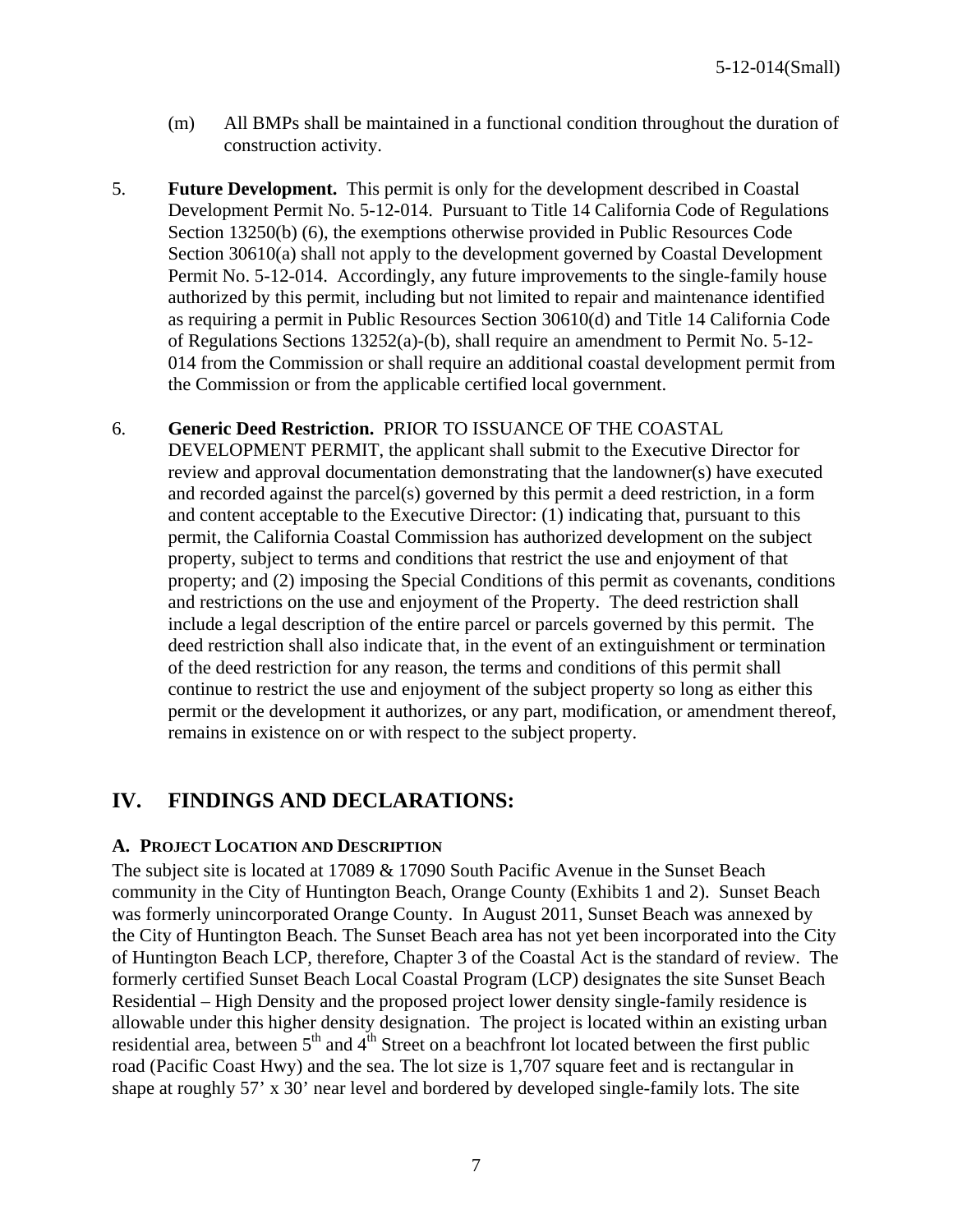(m) All BMPs shall be maintained in a functional condition throughout the duration of construction activity.

5. **Future Development.** This permit is only for the development described in Coastal Development Permit No. 5-12-014. Pursuant to Title 14 California Code of Regulations Section 13250(b) (6), the exemptions otherwise provided in Public Resources Code Section 30610(a) shall not apply to the development governed by Coastal Development Permit No. 5-12-014. Accordingly, any future improvements to the single-family house authorized by this permit, including but not limited to repair and maintenance identified as requiring a permit in Public Resources Section 30610(d) and Title 14 California Code of Regulations Sections 13252(a)-(b), shall require an amendment to Permit No. 5-12-014 from the Commission or shall require an additional coastal development permit from the Commission or from the applicable certified local government.

6. **Generic Deed Restriction.** PRIOR TO ISSUANCE OF THE COASTAL DEVELOPMENT PERMIT, the applicant shall submit to the Executive Director for review and approval documentation demonstrating that the landowner(s) have executed and recorded against the parcel(s) governed by this permit a deed restriction, in a form and content acceptable to the Executive Director: (1) indicating that, pursuant to this permit, the California Coastal Commission has authorized development on the subject property, subject to terms and conditions that restrict the use and enjoyment of that property; and (2) imposing the Special Conditions of this permit as covenants, conditions and restrictions on the use and enjoyment of the Property. The deed restriction shall include a legal description of the entire parcel or parcels governed by this permit. The deed restriction shall also indicate that, in the event of an extinguishment or termination of the deed restriction for any reason, the terms and conditions of this permit shall continue to restrict the use and enjoyment of the subject property so long as either this permit or the development it authorizes, or any part, modification, or amendment thereof, remains in existence on or with respect to the subject property.

## IV. FINDINGS AND DECLARATIONS:

### A. Project Location and Description

The subject site is located at 17089 & 17090 South Pacific Avenue in the Sunset Beach community in the City of Huntington Beach, Orange County (Exhibits 1 and 2). Sunset Beach was formerly unincorporated Orange County. In August 2011, Sunset Beach was annexed by the City of Huntington Beach. The Sunset Beach area has not yet been incorporated into the City of Huntington Beach LCP, therefore, Chapter 3 of the Coastal Act is the standard of review. The formerly certified Sunset Beach Local Coastal Program (LCP) designates the site Sunset Beach Residential – High Density and the proposed project lower density single-family residence is allowable under this higher density designation. The project is located within an existing urban residential area, between 5th and 4th Street on a beachfront lot located between the first public road (Pacific Coast Hwy) and the sea. The lot size is 1,707 square feet and is rectangular in shape at roughly 57' x 30' near level and bordered by developed single-family lots. The site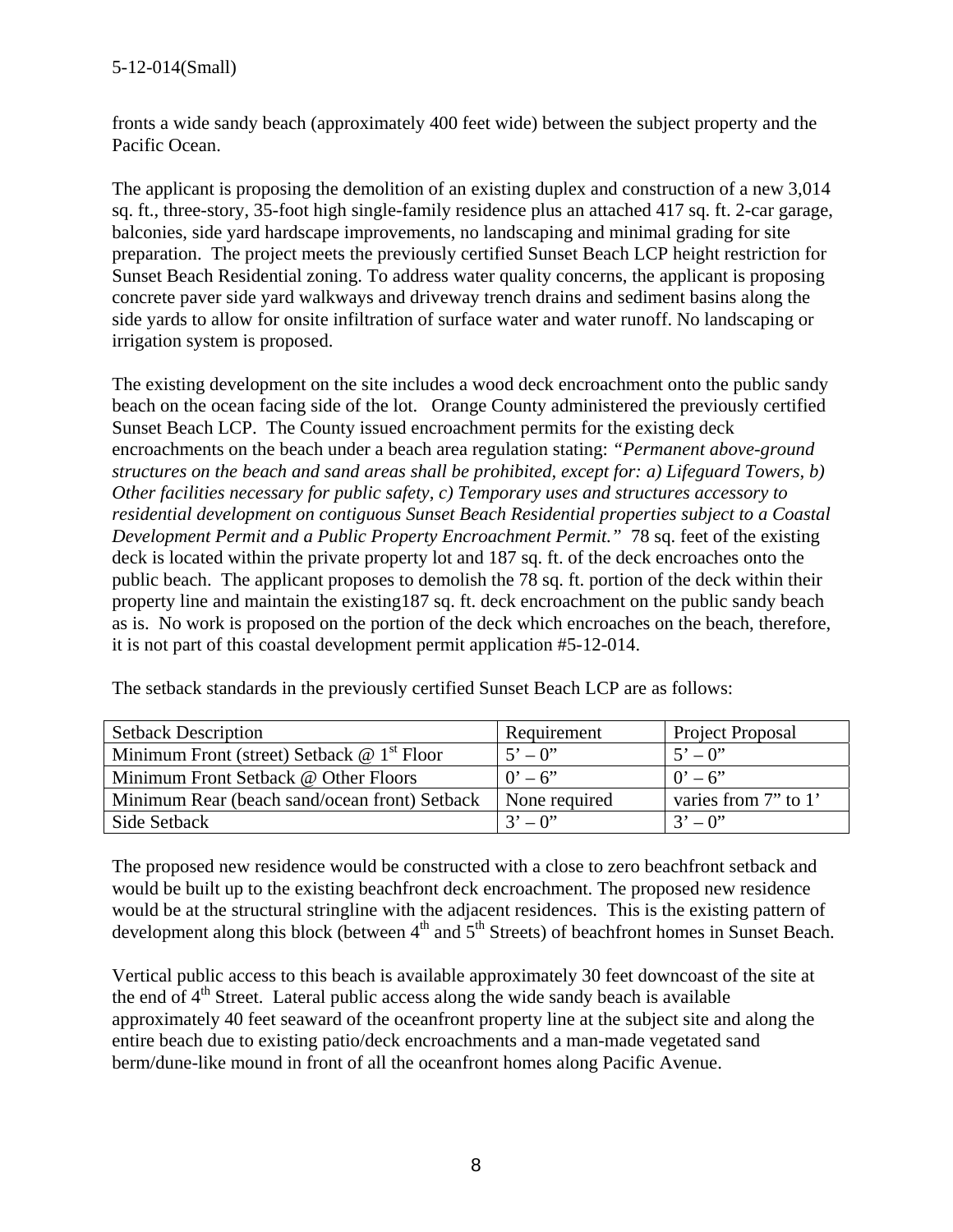fronts a wide sandy beach (approximately 400 feet wide) between the subject property and the Pacific Ocean.

The applicant is proposing the demolition of an existing duplex and construction of a new 3,014 sq. ft., three-story, 35-foot high single-family residence plus an attached 417 sq. ft. 2-car garage, balconies, side yard hardscape improvements, no landscaping and minimal grading for site preparation. The project meets the previously certified Sunset Beach LCP height restriction for Sunset Beach Residential zoning. To address water quality concerns, the applicant is proposing concrete paver side yard walkways and driveway trench drains and sediment basins along the side yards to allow for onsite infiltration of surface water and water runoff. No landscaping or irrigation system is proposed.

The existing development on the site includes a wood deck encroachment onto the public sandy beach on the ocean facing side of the lot. Orange County administered the previously certified Sunset Beach LCP. The County issued encroachment permits for the existing deck encroachments on the beach under a beach area regulation stating: *"Permanent above-ground structures on the beach and sand areas shall be prohibited, except for: a) Lifeguard Towers, b) Other facilities necessary for public safety, c) Temporary uses and structures accessory to residential development on contiguous Sunset Beach Residential properties subject to a Coastal Development Permit and a Public Property Encroachment Permit."* 78 sq. feet of the existing deck is located within the private property lot and 187 sq. ft. of the deck encroaches onto the public beach. The applicant proposes to demolish the 78 sq. ft. portion of the deck within their property line and maintain the existing187 sq. ft. deck encroachment on the public sandy beach as is. No work is proposed on the portion of the deck which encroaches on the beach, therefore, it is not part of this coastal development permit application #5-12-014.

The setback standards in the previously certified Sunset Beach LCP are as follows:

| Setback Description | Requirement | Project Proposal |
|---|---|---|
| Minimum Front (street) Setback @ 1st Floor | 5' – 0" | 5' – 0" |
| Minimum Front Setback @ Other Floors | 0' – 6" | 0' – 6" |
| Minimum Rear (beach sand/ocean front) Setback | None required | varies from 7" to 1' |
| Side Setback | 3' – 0" | 3' – 0" |

The proposed new residence would be constructed with a close to zero beachfront setback and would be built up to the existing beachfront deck encroachment. The proposed new residence would be at the structural stringline with the adjacent residences. This is the existing pattern of development along this block (between 4th and 5th Streets) of beachfront homes in Sunset Beach.

Vertical public access to this beach is available approximately 30 feet downcoast of the site at the end of 4th Street. Lateral public access along the wide sandy beach is available approximately 40 feet seaward of the oceanfront property line at the subject site and along the entire beach due to existing patio/deck encroachments and a man-made vegetated sand berm/dune-like mound in front of all the oceanfront homes along Pacific Avenue.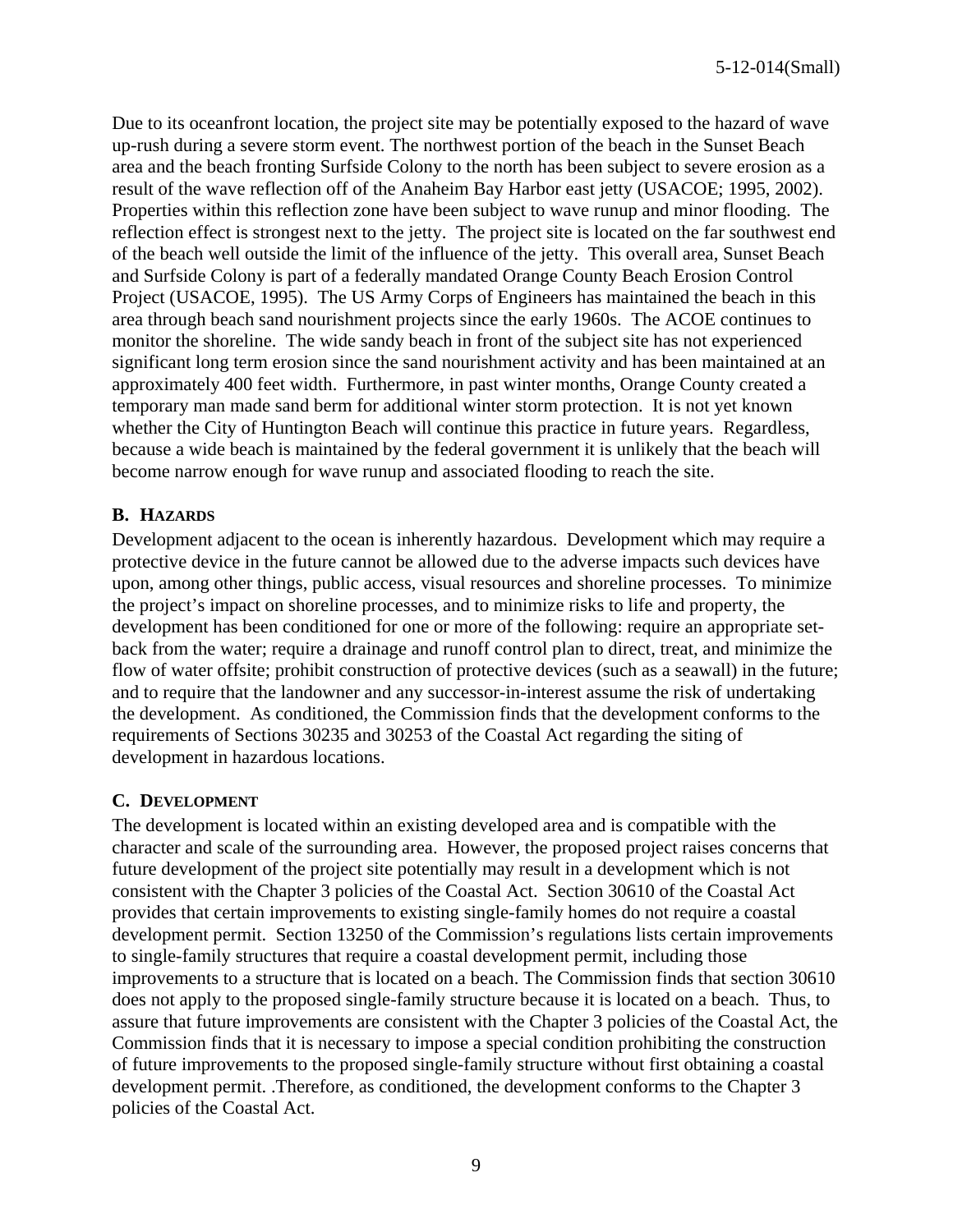Due to its oceanfront location, the project site may be potentially exposed to the hazard of wave up-rush during a severe storm event. The northwest portion of the beach in the Sunset Beach area and the beach fronting Surfside Colony to the north has been subject to severe erosion as a result of the wave reflection off of the Anaheim Bay Harbor east jetty (USACOE; 1995, 2002). Properties within this reflection zone have been subject to wave runup and minor flooding. The reflection effect is strongest next to the jetty. The project site is located on the far southwest end of the beach well outside the limit of the influence of the jetty. This overall area, Sunset Beach and Surfside Colony is part of a federally mandated Orange County Beach Erosion Control Project (USACOE, 1995). The US Army Corps of Engineers has maintained the beach in this area through beach sand nourishment projects since the early 1960s. The ACOE continues to monitor the shoreline. The wide sandy beach in front of the subject site has not experienced significant long term erosion since the sand nourishment activity and has been maintained at an approximately 400 feet width. Furthermore, in past winter months, Orange County created a temporary man made sand berm for additional winter storm protection. It is not yet known whether the City of Huntington Beach will continue this practice in future years. Regardless, because a wide beach is maintained by the federal government it is unlikely that the beach will become narrow enough for wave runup and associated flooding to reach the site.

### B. HAZARDS

Development adjacent to the ocean is inherently hazardous. Development which may require a protective device in the future cannot be allowed due to the adverse impacts such devices have upon, among other things, public access, visual resources and shoreline processes. To minimize the project's impact on shoreline processes, and to minimize risks to life and property, the development has been conditioned for one or more of the following: require an appropriate set-back from the water; require a drainage and runoff control plan to direct, treat, and minimize the flow of water offsite; prohibit construction of protective devices (such as a seawall) in the future; and to require that the landowner and any successor-in-interest assume the risk of undertaking the development. As conditioned, the Commission finds that the development conforms to the requirements of Sections 30235 and 30253 of the Coastal Act regarding the siting of development in hazardous locations.

### C. DEVELOPMENT

The development is located within an existing developed area and is compatible with the character and scale of the surrounding area. However, the proposed project raises concerns that future development of the project site potentially may result in a development which is not consistent with the Chapter 3 policies of the Coastal Act. Section 30610 of the Coastal Act provides that certain improvements to existing single-family homes do not require a coastal development permit. Section 13250 of the Commission's regulations lists certain improvements to single-family structures that require a coastal development permit, including those improvements to a structure that is located on a beach. The Commission finds that section 30610 does not apply to the proposed single-family structure because it is located on a beach. Thus, to assure that future improvements are consistent with the Chapter 3 policies of the Coastal Act, the Commission finds that it is necessary to impose a special condition prohibiting the construction of future improvements to the proposed single-family structure without first obtaining a coastal development permit. .Therefore, as conditioned, the development conforms to the Chapter 3 policies of the Coastal Act.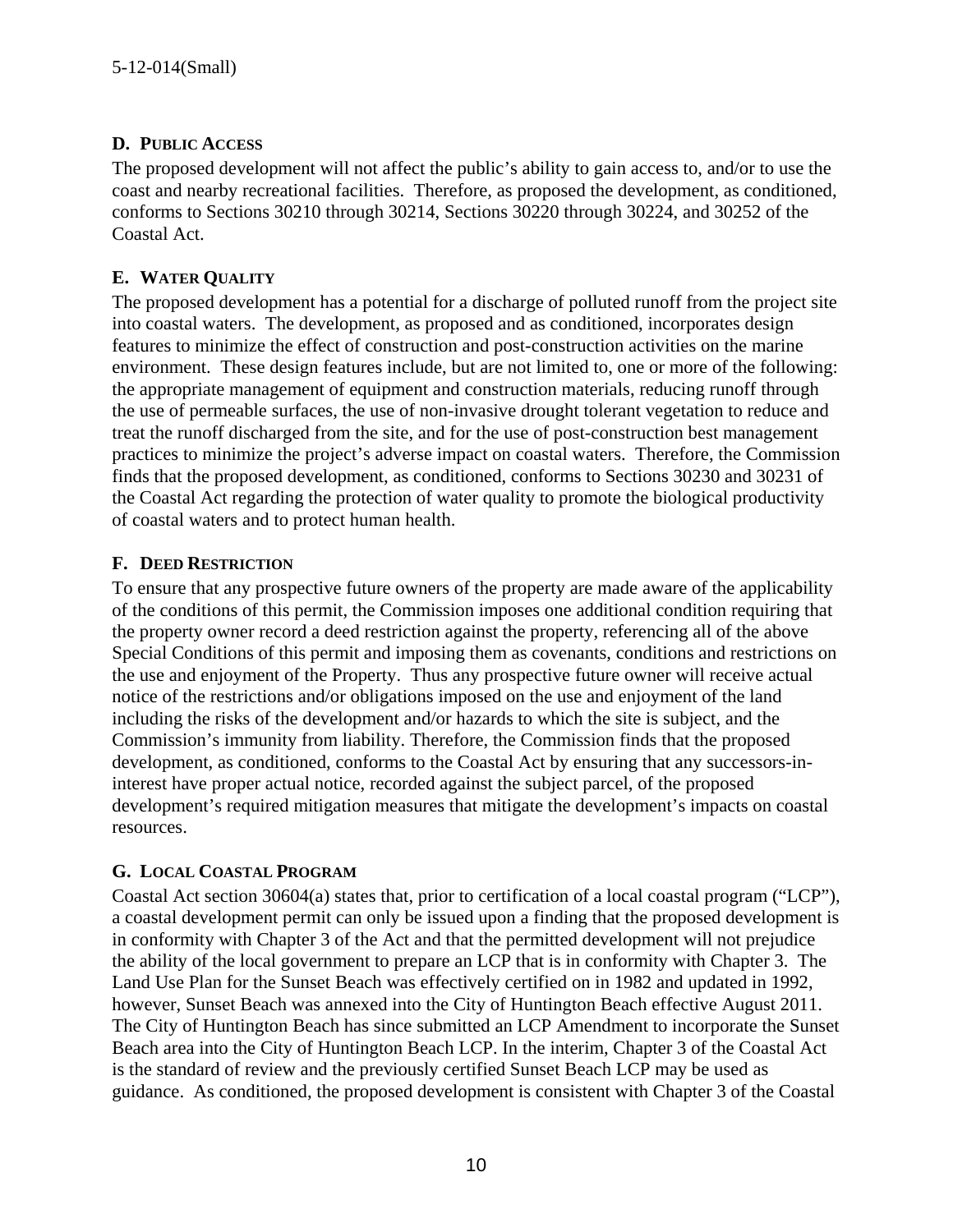### D. PUBLIC ACCESS

The proposed development will not affect the public's ability to gain access to, and/or to use the coast and nearby recreational facilities. Therefore, as proposed the development, as conditioned, conforms to Sections 30210 through 30214, Sections 30220 through 30224, and 30252 of the Coastal Act.

### E. WATER QUALITY

The proposed development has a potential for a discharge of polluted runoff from the project site into coastal waters. The development, as proposed and as conditioned, incorporates design features to minimize the effect of construction and post-construction activities on the marine environment. These design features include, but are not limited to, one or more of the following: the appropriate management of equipment and construction materials, reducing runoff through the use of permeable surfaces, the use of non-invasive drought tolerant vegetation to reduce and treat the runoff discharged from the site, and for the use of post-construction best management practices to minimize the project's adverse impact on coastal waters. Therefore, the Commission finds that the proposed development, as conditioned, conforms to Sections 30230 and 30231 of the Coastal Act regarding the protection of water quality to promote the biological productivity of coastal waters and to protect human health.

### F. DEED RESTRICTION

To ensure that any prospective future owners of the property are made aware of the applicability of the conditions of this permit, the Commission imposes one additional condition requiring that the property owner record a deed restriction against the property, referencing all of the above Special Conditions of this permit and imposing them as covenants, conditions and restrictions on the use and enjoyment of the Property. Thus any prospective future owner will receive actual notice of the restrictions and/or obligations imposed on the use and enjoyment of the land including the risks of the development and/or hazards to which the site is subject, and the Commission's immunity from liability. Therefore, the Commission finds that the proposed development, as conditioned, conforms to the Coastal Act by ensuring that any successors-in-interest have proper actual notice, recorded against the subject parcel, of the proposed development's required mitigation measures that mitigate the development's impacts on coastal resources.

### G. LOCAL COASTAL PROGRAM

Coastal Act section 30604(a) states that, prior to certification of a local coastal program ("LCP"), a coastal development permit can only be issued upon a finding that the proposed development is in conformity with Chapter 3 of the Act and that the permitted development will not prejudice the ability of the local government to prepare an LCP that is in conformity with Chapter 3. The Land Use Plan for the Sunset Beach was effectively certified on in 1982 and updated in 1992, however, Sunset Beach was annexed into the City of Huntington Beach effective August 2011. The City of Huntington Beach has since submitted an LCP Amendment to incorporate the Sunset Beach area into the City of Huntington Beach LCP. In the interim, Chapter 3 of the Coastal Act is the standard of review and the previously certified Sunset Beach LCP may be used as guidance. As conditioned, the proposed development is consistent with Chapter 3 of the Coastal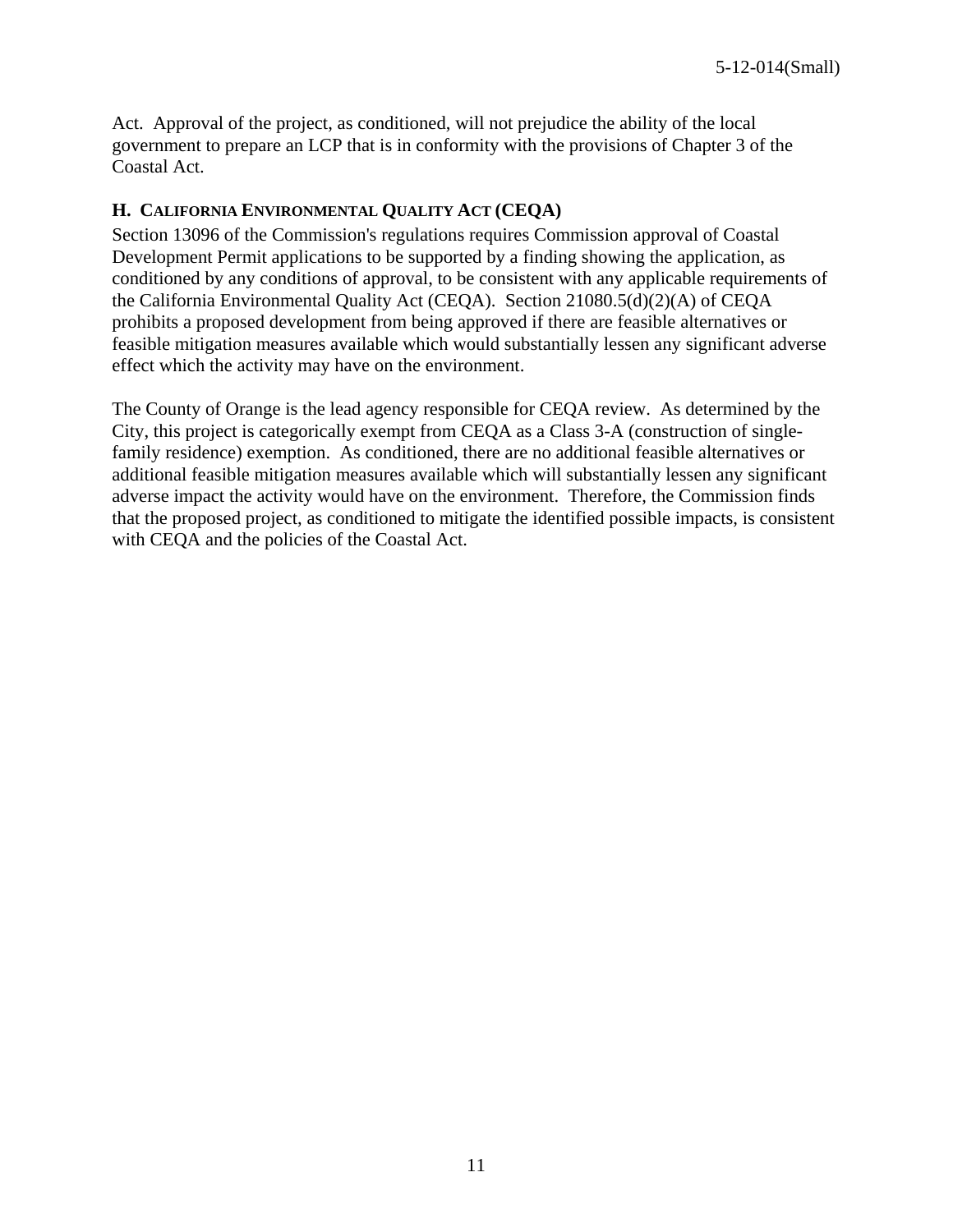Act. Approval of the project, as conditioned, will not prejudice the ability of the local government to prepare an LCP that is in conformity with the provisions of Chapter 3 of the Coastal Act.

### H. CALIFORNIA ENVIRONMENTAL QUALITY ACT (CEQA)

Section 13096 of the Commission's regulations requires Commission approval of Coastal Development Permit applications to be supported by a finding showing the application, as conditioned by any conditions of approval, to be consistent with any applicable requirements of the California Environmental Quality Act (CEQA). Section 21080.5(d)(2)(A) of CEQA prohibits a proposed development from being approved if there are feasible alternatives or feasible mitigation measures available which would substantially lessen any significant adverse effect which the activity may have on the environment.

The County of Orange is the lead agency responsible for CEQA review. As determined by the City, this project is categorically exempt from CEQA as a Class 3-A (construction of single-family residence) exemption. As conditioned, there are no additional feasible alternatives or additional feasible mitigation measures available which will substantially lessen any significant adverse impact the activity would have on the environment. Therefore, the Commission finds that the proposed project, as conditioned to mitigate the identified possible impacts, is consistent with CEQA and the policies of the Coastal Act.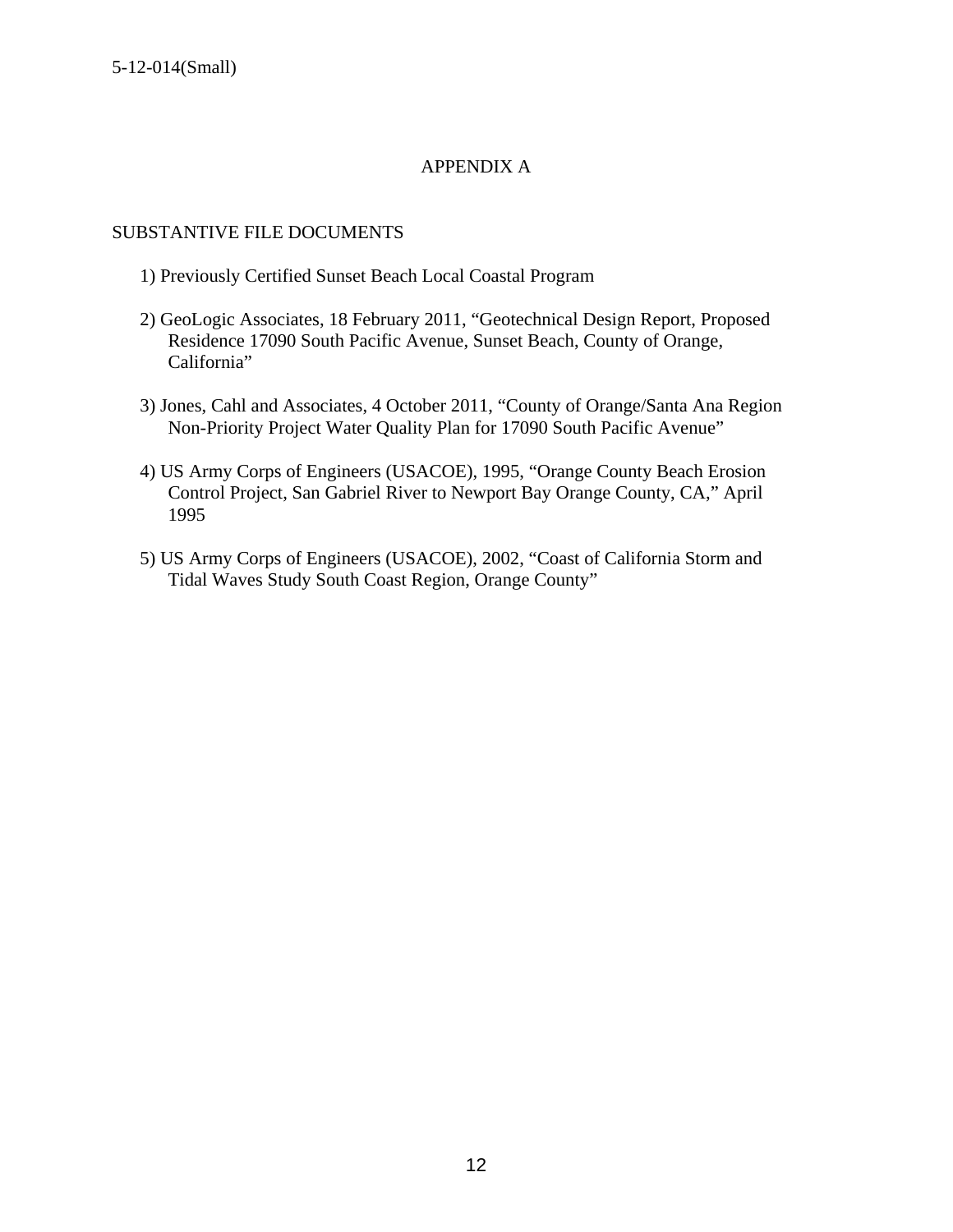# APPENDIX A

## SUBSTANTIVE FILE DOCUMENTS

1) Previously Certified Sunset Beach Local Coastal Program

2) GeoLogic Associates, 18 February 2011, "Geotechnical Design Report, Proposed Residence 17090 South Pacific Avenue, Sunset Beach, County of Orange, California"

3) Jones, Cahl and Associates, 4 October 2011, "County of Orange/Santa Ana Region Non-Priority Project Water Quality Plan for 17090 South Pacific Avenue"

4) US Army Corps of Engineers (USACOE), 1995, "Orange County Beach Erosion Control Project, San Gabriel River to Newport Bay Orange County, CA," April 1995

5) US Army Corps of Engineers (USACOE), 2002, "Coast of California Storm and Tidal Waves Study South Coast Region, Orange County"